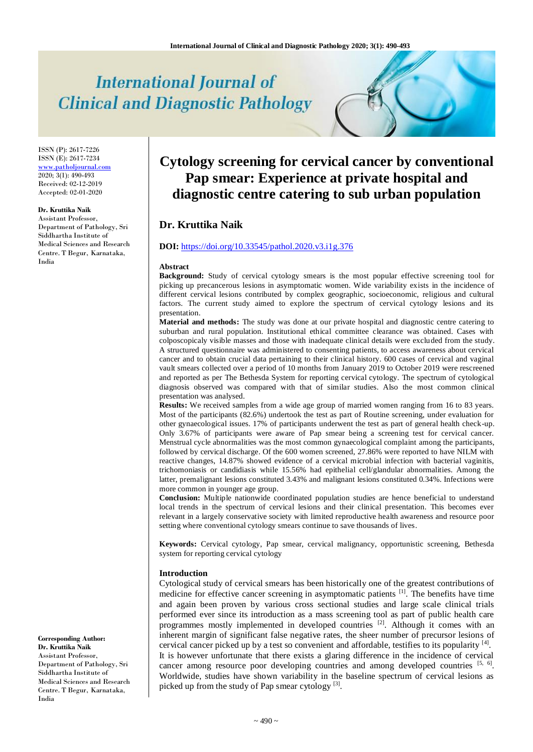# International Journal of Clinical and Diagnostic Pathology

ISSN (P): 2617-7226
ISSN (E): 2617-7234
www.patholjournal.com
2020; 3(1): 490-493
Received: 02-12-2019
Accepted: 02-01-2020

**Dr. Kruttika Naik**
Assistant Professor, Department of Pathology, Sri Siddhartha Institute of Medical Sciences and Research Centre. T Begur, Karnataka, India

**Corresponding Author:**
**Dr. Kruttika Naik**
Assistant Professor, Department of Pathology, Sri Siddhartha Institute of Medical Sciences and Research Centre. T Begur, Karnataka, India

# Cytology screening for cervical cancer by conventional Pap smear: Experience at private hospital and diagnostic centre catering to sub urban population

## Dr. Kruttika Naik

**DOI:** https://doi.org/10.33545/pathol.2020.v3.i1g.376

### Abstract

**Background:** Study of cervical cytology smears is the most popular effective screening tool for picking up precancerous lesions in asymptomatic women. Wide variability exists in the incidence of different cervical lesions contributed by complex geographic, socioeconomic, religious and cultural factors. The current study aimed to explore the spectrum of cervical cytology lesions and its presentation.

**Material and methods:** The study was done at our private hospital and diagnostic centre catering to suburban and rural population. Institutional ethical committee clearance was obtained. Cases with colposcopicaly visible masses and those with inadequate clinical details were excluded from the study. A structured questionnaire was administered to consenting patients, to access awareness about cervical cancer and to obtain crucial data pertaining to their clinical history. 600 cases of cervical and vaginal vault smears collected over a period of 10 months from January 2019 to October 2019 were rescreened and reported as per The Bethesda System for reporting cervical cytology. The spectrum of cytological diagnosis observed was compared with that of similar studies. Also the most common clinical presentation was analysed.

**Results:** We received samples from a wide age group of married women ranging from 16 to 83 years. Most of the participants (82.6%) undertook the test as part of Routine screening, under evaluation for other gynaecological issues. 17% of participants underwent the test as part of general health check-up. Only 3.67% of participants were aware of Pap smear being a screening test for cervical cancer. Menstrual cycle abnormalities was the most common gynaecological complaint among the participants, followed by cervical discharge. Of the 600 women screened, 27.86% were reported to have NILM with reactive changes, 14.87% showed evidence of a cervical microbial infection with bacterial vaginitis, trichomoniasis or candidiasis while 15.56% had epithelial cell/glandular abnormalities. Among the latter, premalignant lesions constituted 3.43% and malignant lesions constituted 0.34%. Infections were more common in younger age group.

**Conclusion:** Multiple nationwide coordinated population studies are hence beneficial to understand local trends in the spectrum of cervical lesions and their clinical presentation. This becomes ever relevant in a largely conservative society with limited reproductive health awareness and resource poor setting where conventional cytology smears continue to save thousands of lives.

**Keywords:** Cervical cytology, Pap smear, cervical malignancy, opportunistic screening, Bethesda system for reporting cervical cytology

### Introduction

Cytological study of cervical smears has been historically one of the greatest contributions of medicine for effective cancer screening in asymptomatic patients [1]. The benefits have time and again been proven by various cross sectional studies and large scale clinical trials performed ever since its introduction as a mass screening tool as part of public health care programmes mostly implemented in developed countries [2]. Although it comes with an inherent margin of significant false negative rates, the sheer number of precursor lesions of cervical cancer picked up by a test so convenient and affordable, testifies to its popularity [4].

It is however unfortunate that there exists a glaring difference in the incidence of cervical cancer among resource poor developing countries and among developed countries [5, 6]. Worldwide, studies have shown variability in the baseline spectrum of cervical lesions as picked up from the study of Pap smear cytology [3].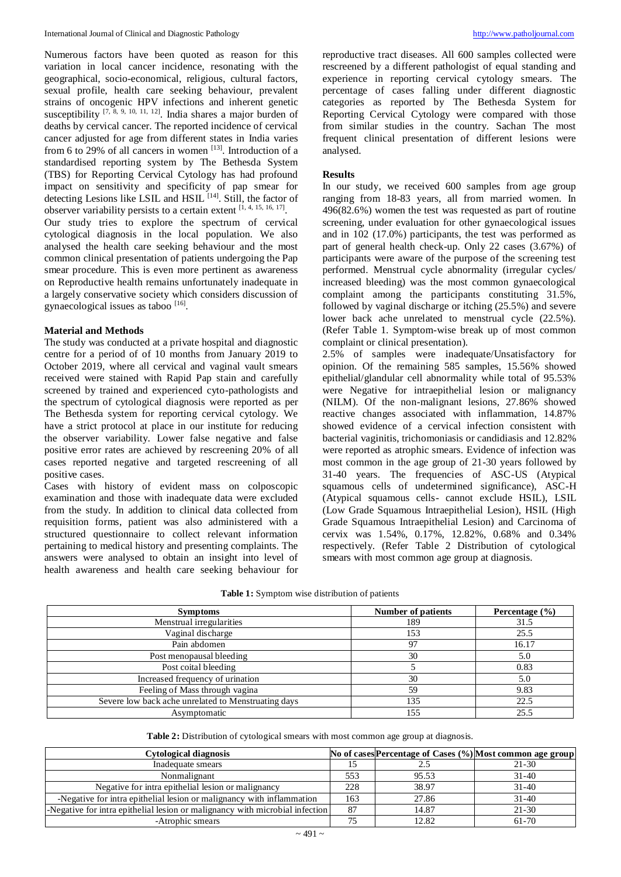Numerous factors have been quoted as reason for this variation in local cancer incidence, resonating with the geographical, socio-economical, religious, cultural factors, sexual profile, health care seeking behaviour, prevalent strains of oncogenic HPV infections and inherent genetic susceptibility [7, 8, 9, 10, 11, 12]. India shares a major burden of deaths by cervical cancer. The reported incidence of cervical cancer adjusted for age from different states in India varies from 6 to 29% of all cancers in women [13]. Introduction of a standardised reporting system by The Bethesda System (TBS) for Reporting Cervical Cytology has had profound impact on sensitivity and specificity of pap smear for detecting Lesions like LSIL and HSIL [14]. Still, the factor of observer variability persists to a certain extent [1, 4, 15, 16, 17].

Our study tries to explore the spectrum of cervical cytological diagnosis in the local population. We also analysed the health care seeking behaviour and the most common clinical presentation of patients undergoing the Pap smear procedure. This is even more pertinent as awareness on Reproductive health remains unfortunately inadequate in a largely conservative society which considers discussion of gynaecological issues as taboo [16].

## Material and Methods

The study was conducted at a private hospital and diagnostic centre for a period of of 10 months from January 2019 to October 2019, where all cervical and vaginal vault smears received were stained with Rapid Pap stain and carefully screened by trained and experienced cyto-pathologists and the spectrum of cytological diagnosis were reported as per The Bethesda system for reporting cervical cytology. We have a strict protocol at place in our institute for reducing the observer variability. Lower false negative and false positive error rates are achieved by rescreening 20% of all cases reported negative and targeted rescreening of all positive cases.

Cases with history of evident mass on colposcopic examination and those with inadequate data were excluded from the study. In addition to clinical data collected from requisition forms, patient was also administered with a structured questionnaire to collect relevant information pertaining to medical history and presenting complaints. The answers were analysed to obtain an insight into level of health awareness and health care seeking behaviour for reproductive tract diseases. All 600 samples collected were rescreened by a different pathologist of equal standing and experience in reporting cervical cytology smears. The percentage of cases falling under different diagnostic categories as reported by The Bethesda System for Reporting Cervical Cytology were compared with those from similar studies in the country. Sachan The most frequent clinical presentation of different lesions were analysed.

## Results

In our study, we received 600 samples from age group ranging from 18-83 years, all from married women. In 496(82.6%) women the test was requested as part of routine screening, under evaluation for other gynaecological issues and in 102 (17.0%) participants, the test was performed as part of general health check-up. Only 22 cases (3.67%) of participants were aware of the purpose of the screening test performed. Menstrual cycle abnormality (irregular cycles/ increased bleeding) was the most common gynaecological complaint among the participants constituting 31.5%, followed by vaginal discharge or itching (25.5%) and severe lower back ache unrelated to menstrual cycle (22.5%). (Refer Table 1. Symptom-wise break up of most common complaint or clinical presentation).

2.5% of samples were inadequate/Unsatisfactory for opinion. Of the remaining 585 samples, 15.56% showed epithelial/glandular cell abnormality while total of 95.53% were Negative for intraepithelial lesion or malignancy (NILM). Of the non-malignant lesions, 27.86% showed reactive changes associated with inflammation, 14.87% showed evidence of a cervical infection consistent with bacterial vaginitis, trichomoniasis or candidiasis and 12.82% were reported as atrophic smears. Evidence of infection was most common in the age group of 21-30 years followed by 31-40 years. The frequencies of ASC-US (Atypical squamous cells of undetermined significance), ASC-H (Atypical squamous cells- cannot exclude HSIL), LSIL (Low Grade Squamous Intraepithelial Lesion), HSIL (High Grade Squamous Intraepithelial Lesion) and Carcinoma of cervix was 1.54%, 0.17%, 12.82%, 0.68% and 0.34% respectively. (Refer Table 2 Distribution of cytological smears with most common age group at diagnosis.

**Table 1:** Symptom wise distribution of patients

| Symptoms | Number of patients | Percentage (%) |
|---|---|---|
| Menstrual irregularities | 189 | 31.5 |
| Vaginal discharge | 153 | 25.5 |
| Pain abdomen | 97 | 16.17 |
| Post menopausal bleeding | 30 | 5.0 |
| Post coital bleeding | 5 | 0.83 |
| Increased frequency of urination | 30 | 5.0 |
| Feeling of Mass through vagina | 59 | 9.83 |
| Severe low back ache unrelated to Menstruating days | 135 | 22.5 |
| Asymptomatic | 155 | 25.5 |

**Table 2:** Distribution of cytological smears with most common age group at diagnosis.

| Cytological diagnosis | No of cases | Percentage of Cases (%) | Most common age group |
|---|---|---|---|
| Inadequate smears | 15 | 2.5 | 21-30 |
| Nonmalignant | 553 | 95.53 | 31-40 |
| Negative for intra epithelial lesion or malignancy | 228 | 38.97 | 31-40 |
| -Negative for intra epithelial lesion or malignancy with inflammation | 163 | 27.86 | 31-40 |
| -Negative for intra epithelial lesion or malignancy with microbial infection | 87 | 14.87 | 21-30 |
| -Atrophic smears | 75 | 12.82 | 61-70 |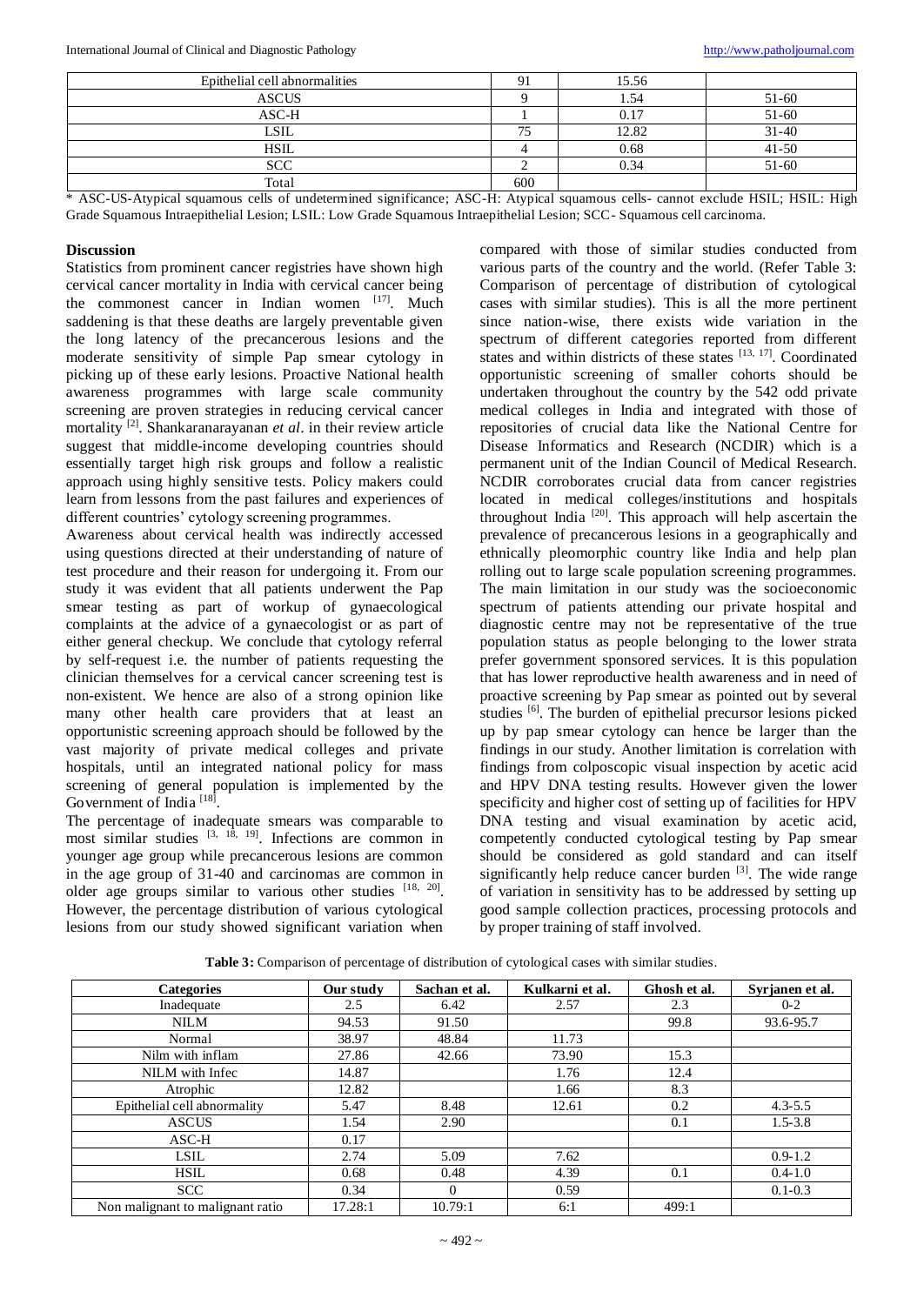| Epithelial cell abnormalities | 91 | 15.56 | |
|---|---|---|---|
| ASCUS | 9 | 1.54 | 51-60 |
| ASC-H | 1 | 0.17 | 51-60 |
| LSIL | 75 | 12.82 | 31-40 |
| HSIL | 4 | 0.68 | 41-50 |
| SCC | 2 | 0.34 | 51-60 |
| Total | 600 | | |

* ASC-US-Atypical squamous cells of undetermined significance; ASC-H: Atypical squamous cells- cannot exclude HSIL; HSIL: High Grade Squamous Intraepithelial Lesion; LSIL: Low Grade Squamous Intraepithelial Lesion; SCC- Squamous cell carcinoma.

## Discussion

Statistics from prominent cancer registries have shown high cervical cancer mortality in India with cervical cancer being the commonest cancer in Indian women [17]. Much saddening is that these deaths are largely preventable given the long latency of the precancerous lesions and the moderate sensitivity of simple Pap smear cytology in picking up of these early lesions. Proactive National health awareness programmes with large scale community screening are proven strategies in reducing cervical cancer mortality [2]. Shankaranarayanan *et al*. in their review article suggest that middle-income developing countries should essentially target high risk groups and follow a realistic approach using highly sensitive tests. Policy makers could learn from lessons from the past failures and experiences of different countries' cytology screening programmes.

Awareness about cervical health was indirectly accessed using questions directed at their understanding of nature of test procedure and their reason for undergoing it. From our study it was evident that all patients underwent the Pap smear testing as part of workup of gynaecological complaints at the advice of a gynaecologist or as part of either general checkup. We conclude that cytology referral by self-request i.e. the number of patients requesting the clinician themselves for a cervical cancer screening test is non-existent. We hence are also of a strong opinion like many other health care providers that at least an opportunistic screening approach should be followed by the vast majority of private medical colleges and private hospitals, until an integrated national policy for mass screening of general population is implemented by the Government of India [18].

The percentage of inadequate smears was comparable to most similar studies [3, 18, 19]. Infections are common in younger age group while precancerous lesions are common in the age group of 31-40 and carcinomas are common in older age groups similar to various other studies [18, 20]. However, the percentage distribution of various cytological lesions from our study showed significant variation when compared with those of similar studies conducted from various parts of the country and the world. (Refer Table 3: Comparison of percentage of distribution of cytological cases with similar studies). This is all the more pertinent since nation-wise, there exists wide variation in the spectrum of different categories reported from different states and within districts of these states [13, 17]. Coordinated opportunistic screening of smaller cohorts should be undertaken throughout the country by the 542 odd private medical colleges in India and integrated with those of repositories of crucial data like the National Centre for Disease Informatics and Research (NCDIR) which is a permanent unit of the Indian Council of Medical Research. NCDIR corroborates crucial data from cancer registries located in medical colleges/institutions and hospitals throughout India [20]. This approach will help ascertain the prevalence of precancerous lesions in a geographically and ethnically pleomorphic country like India and help plan rolling out to large scale population screening programmes. The main limitation in our study was the socioeconomic spectrum of patients attending our private hospital and diagnostic centre may not be representative of the true population status as people belonging to the lower strata prefer government sponsored services. It is this population that has lower reproductive health awareness and in need of proactive screening by Pap smear as pointed out by several studies [6]. The burden of epithelial precursor lesions picked up by pap smear cytology can hence be larger than the findings in our study. Another limitation is correlation with findings from colposcopic visual inspection by acetic acid and HPV DNA testing results. However given the lower specificity and higher cost of setting up of facilities for HPV DNA testing and visual examination by acetic acid, competently conducted cytological testing by Pap smear should be considered as gold standard and can itself significantly help reduce cancer burden [3]. The wide range of variation in sensitivity has to be addressed by setting up good sample collection practices, processing protocols and by proper training of staff involved.

**Table 3:** Comparison of percentage of distribution of cytological cases with similar studies.

| Categories | Our study | Sachan et al. | Kulkarni et al. | Ghosh et al. | Syrjanen et al. |
|---|---|---|---|---|---|
| Inadequate | 2.5 | 6.42 | 2.57 | 2.3 | 0-2 |
| NILM | 94.53 | 91.50 | | 99.8 | 93.6-95.7 |
| Normal | 38.97 | 48.84 | 11.73 | | |
| Nilm with inflam | 27.86 | 42.66 | 73.90 | 15.3 | |
| NILM with Infec | 14.87 | | 1.76 | 12.4 | |
| Atrophic | 12.82 | | 1.66 | 8.3 | |
| Epithelial cell abnormality | 5.47 | 8.48 | 12.61 | 0.2 | 4.3-5.5 |
| ASCUS | 1.54 | 2.90 | | 0.1 | 1.5-3.8 |
| ASC-H | 0.17 | | | | |
| LSIL | 2.74 | 5.09 | 7.62 | | 0.9-1.2 |
| HSIL | 0.68 | 0.48 | 4.39 | 0.1 | 0.4-1.0 |
| SCC | 0.34 | 0 | 0.59 | | 0.1-0.3 |
| Non malignant to malignant ratio | 17.28:1 | 10.79:1 | 6:1 | 499:1 | |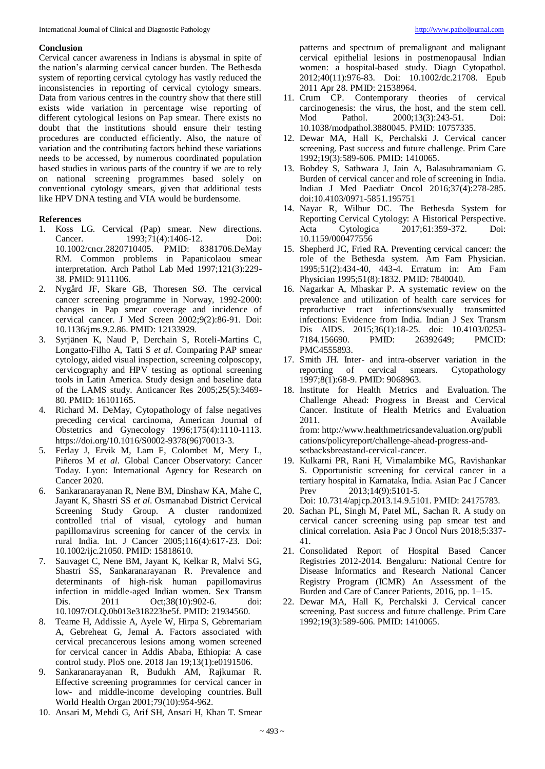## Conclusion

Cervical cancer awareness in Indians is abysmal in spite of the nation's alarming cervical cancer burden. The Bethesda system of reporting cervical cytology has vastly reduced the inconsistencies in reporting of cervical cytology smears. Data from various centres in the country show that there still exists wide variation in percentage wise reporting of different cytological lesions on Pap smear. There exists no doubt that the institutions should ensure their testing procedures are conducted efficiently. Also, the nature of variation and the contributing factors behind these variations needs to be accessed, by numerous coordinated population based studies in various parts of the country if we are to rely on national screening programmes based solely on conventional cytology smears, given that additional tests like HPV DNA testing and VIA would be burdensome.

## References

1. Koss LG. Cervical (Pap) smear. New directions. Cancer. 1993;71(4):1406-12. Doi: 10.1002/cncr.2820710405. PMID: 8381706.DeMay RM. Common problems in Papanicolaou smear interpretation. Arch Pathol Lab Med 1997;121(3):229-38. PMID: 9111106.
2. Nygård JF, Skare GB, Thoresen SØ. The cervical cancer screening programme in Norway, 1992-2000: changes in Pap smear coverage and incidence of cervical cancer. J Med Screen 2002;9(2):86-91. Doi: 10.1136/jms.9.2.86. PMID: 12133929.
3. Syrjänen K, Naud P, Derchain S, Roteli-Martins C, Longatto-Filho A, Tatti S *et al*. Comparing PAP smear cytology, aided visual inspection, screening colposcopy, cervicography and HPV testing as optional screening tools in Latin America. Study design and baseline data of the LAMS study. Anticancer Res 2005;25(5):3469-80. PMID: 16101165.
4. Richard M. DeMay, Cytopathology of false negatives preceding cervical carcinoma, American Journal of Obstetrics and Gynecology 1996;175(4):1110-1113. https://doi.org/10.1016/S0002-9378(96)70013-3.
5. Ferlay J, Ervik M, Lam F, Colombet M, Mery L, Piñeros M *et al*. Global Cancer Observatory: Cancer Today. Lyon: International Agency for Research on Cancer 2020.
6. Sankaranarayanan R, Nene BM, Dinshaw KA, Mahe C, Jayant K, Shastri SS *et al*. Osmanabad District Cervical Screening Study Group. A cluster randomized controlled trial of visual, cytology and human papillomavirus screening for cancer of the cervix in rural India. Int. J Cancer 2005;116(4):617-23. Doi: 10.1002/ijc.21050. PMID: 15818610.
7. Sauvaget C, Nene BM, Jayant K, Kelkar R, Malvi SG, Shastri SS, Sankaranarayanan R. Prevalence and determinants of high-risk human papillomavirus infection in middle-aged Indian women. Sex Transm Dis. 2011 Oct;38(10):902-6. doi: 10.1097/OLQ.0b013e318223be5f. PMID: 21934560.
8. Teame H, Addissie A, Ayele W, Hirpa S, Gebremariam A, Gebreheat G, Jemal A. Factors associated with cervical precancerous lesions among women screened for cervical cancer in Addis Ababa, Ethiopia: A case control study. PloS one. 2018 Jan 19;13(1):e0191506.
9. Sankaranarayanan R, Budukh AM, Rajkumar R. Effective screening programmes for cervical cancer in low- and middle-income developing countries. Bull World Health Organ 2001;79(10):954-962.
10. Ansari M, Mehdi G, Arif SH, Ansari H, Khan T. Smear patterns and spectrum of premalignant and malignant cervical epithelial lesions in postmenopausal Indian women: a hospital-based study. Diagn Cytopathol. 2012;40(11):976-83. Doi: 10.1002/dc.21708. Epub 2011 Apr 28. PMID: 21538964.
11. Crum CP. Contemporary theories of cervical carcinogenesis: the virus, the host, and the stem cell. Mod Pathol. 2000;13(3):243-51. Doi: 10.1038/modpathol.3880045. PMID: 10757335.
12. Dewar MA, Hall K, Perchalski J. Cervical cancer screening. Past success and future challenge. Prim Care 1992;19(3):589-606. PMID: 1410065.
13. Bobdey S, Sathwara J, Jain A, Balasubramaniam G. Burden of cervical cancer and role of screening in India. Indian J Med Paediatr Oncol 2016;37(4):278-285. doi:10.4103/0971-5851.195751
14. Nayar R, Wilbur DC. The Bethesda System for Reporting Cervical Cytology: A Historical Perspective. Acta Cytologica 2017;61:359-372. Doi: 10.1159/000477556
15. Shepherd JC, Fried RA. Preventing cervical cancer: the role of the Bethesda system. Am Fam Physician. 1995;51(2):434-40, 443-4. Erratum in: Am Fam Physician 1995;51(8):1832. PMID: 7840040.
16. Nagarkar A, Mhaskar P. A systematic review on the prevalence and utilization of health care services for reproductive tract infections/sexually transmitted infections: Evidence from India. Indian J Sex Transm Dis AIDS. 2015;36(1):18-25. doi: 10.4103/0253-7184.156690. PMID: 26392649; PMCID: PMC4555893.
17. Smith JH. Inter- and intra-observer variation in the reporting of cervical smears. Cytopathology 1997;8(1):68-9. PMID: 9068963.
18. Institute for Health Metrics and Evaluation. The Challenge Ahead: Progress in Breast and Cervical Cancer. Institute of Health Metrics and Evaluation 2011. Available from: http://www.healthmetricsandevaluation.org/publications/policyreport/challenge-ahead-progress-and-setbacksbreastand-cervical-cancer.
19. Kulkarni PR, Rani H, Vimalambike MG, Ravishankar S. Opportunistic screening for cervical cancer in a tertiary hospital in Karnataka, India. Asian Pac J Cancer Prev 2013;14(9):5101-5. Doi: 10.7314/apjcp.2013.14.9.5101. PMID: 24175783.
20. Sachan PL, Singh M, Patel ML, Sachan R. A study on cervical cancer screening using pap smear test and clinical correlation. Asia Pac J Oncol Nurs 2018;5:337-41.
21. Consolidated Report of Hospital Based Cancer Registries 2012-2014. Bengaluru: National Centre for Disease Informatics and Research National Cancer Registry Program (ICMR) An Assessment of the Burden and Care of Cancer Patients, 2016, pp. 1–15.
22. Dewar MA, Hall K, Perchalski J. Cervical cancer screening. Past success and future challenge. Prim Care 1992;19(3):589-606. PMID: 1410065.